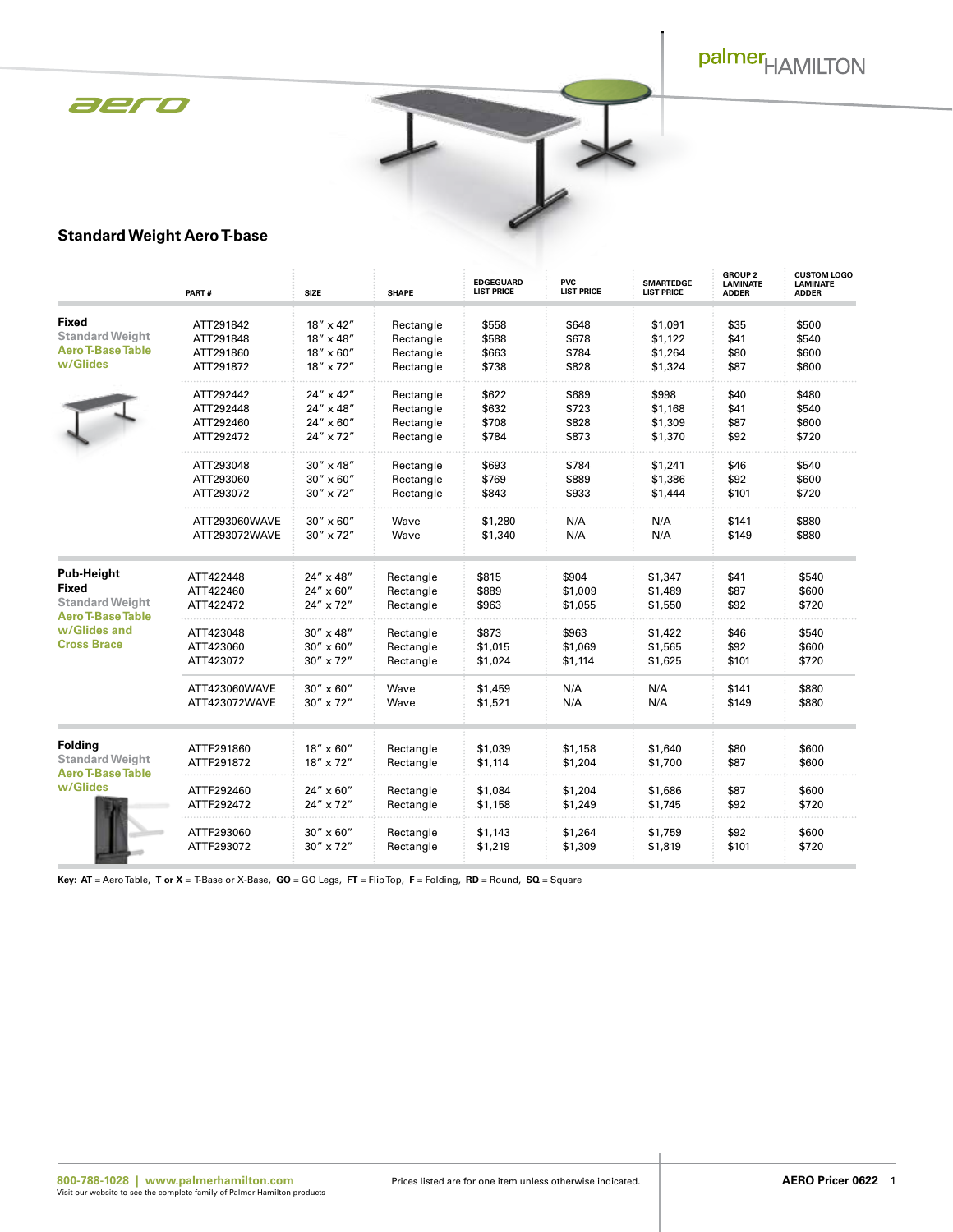aero

## Standard Weight Aero T-base

| | PART # | SIZE | SHAPE | EDGEGUARD LIST PRICE | PVC LIST PRICE | SMARTEDGE LIST PRICE | GROUP 2 LAMINATE ADDER | CUSTOM LOGO LAMINATE ADDER |
|---|---|---|---|---|---|---|---|---|
| **Fixed** Standard Weight Aero T-Base Table w/Glides | ATT291842 | 18″ x 42″ | Rectangle | $558 | $648 | $1,091 | $35 | $500 |
| | ATT291848 | 18″ x 48″ | Rectangle | $588 | $678 | $1,122 | $41 | $540 |
| | ATT291860 | 18″ x 60″ | Rectangle | $663 | $784 | $1,264 | $80 | $600 |
| | ATT291872 | 18″ x 72″ | Rectangle | $738 | $828 | $1,324 | $87 | $600 |
| | ATT292442 | 24″ x 42″ | Rectangle | $622 | $689 | $998 | $40 | $480 |
| | ATT292448 | 24″ x 48″ | Rectangle | $632 | $723 | $1,168 | $41 | $540 |
| | ATT292460 | 24″ x 60″ | Rectangle | $708 | $828 | $1,309 | $87 | $600 |
| | ATT292472 | 24″ x 72″ | Rectangle | $784 | $873 | $1,370 | $92 | $720 |
| | ATT293048 | 30″ x 48″ | Rectangle | $693 | $784 | $1,241 | $46 | $540 |
| | ATT293060 | 30″ x 60″ | Rectangle | $769 | $889 | $1,386 | $92 | $600 |
| | ATT293072 | 30″ x 72″ | Rectangle | $843 | $933 | $1,444 | $101 | $720 |
| | ATT293060WAVE | 30″ x 60″ | Wave | $1,280 | N/A | N/A | $141 | $880 |
| | ATT293072WAVE | 30″ x 72″ | Wave | $1,340 | N/A | N/A | $149 | $880 |
| **Pub-Height Fixed** Standard Weight Aero T-Base Table w/Glides and Cross Brace | ATT422448 | 24″ x 48″ | Rectangle | $815 | $904 | $1,347 | $41 | $540 |
| | ATT422460 | 24″ x 60″ | Rectangle | $889 | $1,009 | $1,489 | $87 | $600 |
| | ATT422472 | 24″ x 72″ | Rectangle | $963 | $1,055 | $1,550 | $92 | $720 |
| | ATT423048 | 30″ x 48″ | Rectangle | $873 | $963 | $1,422 | $46 | $540 |
| | ATT423060 | 30″ x 60″ | Rectangle | $1,015 | $1,069 | $1,565 | $92 | $600 |
| | ATT423072 | 30″ x 72″ | Rectangle | $1,024 | $1,114 | $1,625 | $101 | $720 |
| | ATT423060WAVE | 30″ x 60″ | Wave | $1,459 | N/A | N/A | $141 | $880 |
| | ATT423072WAVE | 30″ x 72″ | Wave | $1,521 | N/A | N/A | $149 | $880 |
| **Folding** Standard Weight Aero T-Base Table w/Glides | ATTF291860 | 18″ x 60″ | Rectangle | $1,039 | $1,158 | $1,640 | $80 | $600 |
| | ATTF291872 | 18″ x 72″ | Rectangle | $1,114 | $1,204 | $1,700 | $87 | $600 |
| | ATTF292460 | 24″ x 60″ | Rectangle | $1,084 | $1,204 | $1,686 | $87 | $600 |
| | ATTF292472 | 24″ x 72″ | Rectangle | $1,158 | $1,249 | $1,745 | $92 | $720 |
| | ATTF293060 | 30″ x 60″ | Rectangle | $1,143 | $1,264 | $1,759 | $92 | $600 |
| | ATTF293072 | 30″ x 72″ | Rectangle | $1,219 | $1,309 | $1,819 | $101 | $720 |

**Key: AT** = Aero Table, **T or X** = T-Base or X-Base, **GO** = GO Legs, **FT** = Flip Top, **F** = Folding, **RD** = Round, **SQ** = Square

800-788-1028 | www.palmerhamilton.com
Visit our website to see the complete family of Palmer Hamilton products

Prices listed are for one item unless otherwise indicated.

AERO Pricer 0622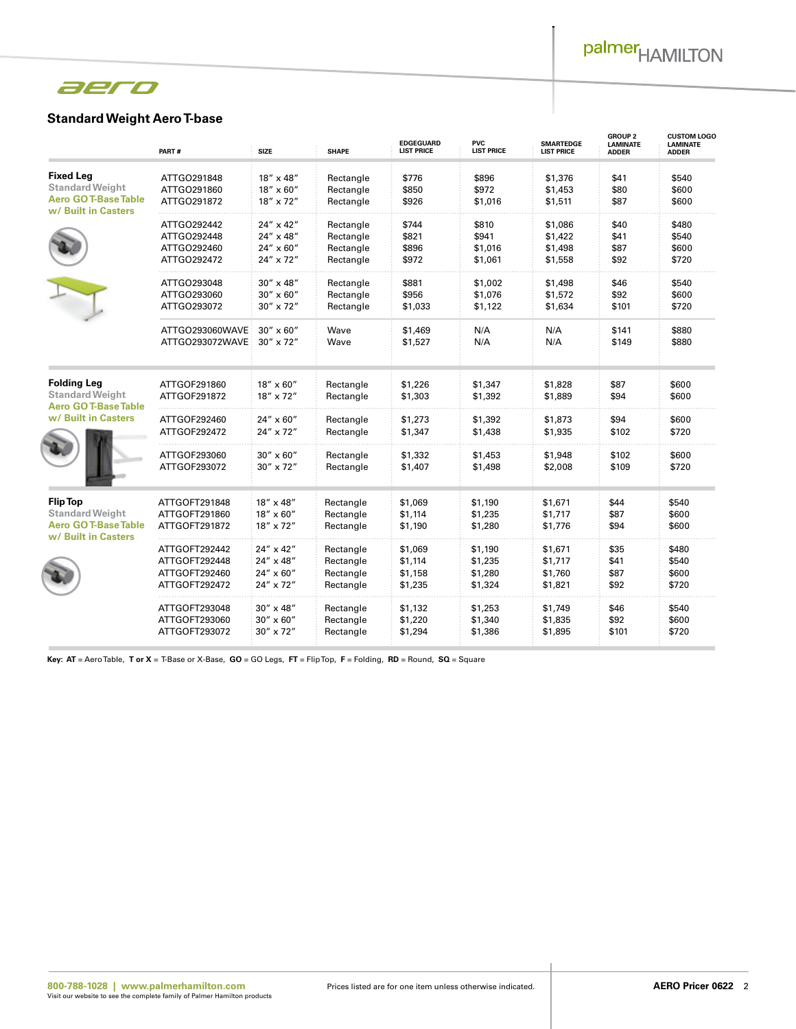## Standard Weight Aero T-base

| | PART # | SIZE | SHAPE | EDGEGUARD LIST PRICE | PVC LIST PRICE | SMARTEDGE LIST PRICE | GROUP 2 LAMINATE ADDER | CUSTOM LOGO LAMINATE ADDER |
|---|---|---|---|---|---|---|---|---|
| **Fixed Leg** Standard Weight Aero GO T-Base Table w/ Built in Casters | ATTGO291848 | 18″ x 48″ | Rectangle | $776 | $896 | $1,376 | $41 | $540 |
| | ATTGO291860 | 18″ x 60″ | Rectangle | $850 | $972 | $1,453 | $80 | $600 |
| | ATTGO291872 | 18″ x 72″ | Rectangle | $926 | $1,016 | $1,511 | $87 | $600 |
| | ATTGO292442 | 24″ x 42″ | Rectangle | $744 | $810 | $1,086 | $40 | $480 |
| | ATTGO292448 | 24″ x 48″ | Rectangle | $821 | $941 | $1,422 | $41 | $540 |
| | ATTGO292460 | 24″ x 60″ | Rectangle | $896 | $1,016 | $1,498 | $87 | $600 |
| | ATTGO292472 | 24″ x 72″ | Rectangle | $972 | $1,061 | $1,558 | $92 | $720 |
| | ATTGO293048 | 30″ x 48″ | Rectangle | $881 | $1,002 | $1,498 | $46 | $540 |
| | ATTGO293060 | 30″ x 60″ | Rectangle | $956 | $1,076 | $1,572 | $92 | $600 |
| | ATTGO293072 | 30″ x 72″ | Rectangle | $1,033 | $1,122 | $1,634 | $101 | $720 |
| | ATTGO293060WAVE | 30″ x 60″ | Wave | $1,469 | N/A | N/A | $141 | $880 |
| | ATTGO293072WAVE | 30″ x 72″ | Wave | $1,527 | N/A | N/A | $149 | $880 |
| **Folding Leg** Standard Weight Aero GO T-Base Table w/ Built in Casters | ATTGOF291860 | 18″ x 60″ | Rectangle | $1,226 | $1,347 | $1,828 | $87 | $600 |
| | ATTGOF291872 | 18″ x 72″ | Rectangle | $1,303 | $1,392 | $1,889 | $94 | $600 |
| | ATTGOF292460 | 24″ x 60″ | Rectangle | $1,273 | $1,392 | $1,873 | $94 | $600 |
| | ATTGOF292472 | 24″ x 72″ | Rectangle | $1,347 | $1,438 | $1,935 | $102 | $720 |
| | ATTGOF293060 | 30″ x 60″ | Rectangle | $1,332 | $1,453 | $1,948 | $102 | $600 |
| | ATTGOF293072 | 30″ x 72″ | Rectangle | $1,407 | $1,498 | $2,008 | $109 | $720 |
| **Flip Top** Standard Weight Aero GO T-Base Table w/ Built in Casters | ATTGOFT291848 | 18″ x 48″ | Rectangle | $1,069 | $1,190 | $1,671 | $44 | $540 |
| | ATTGOFT291860 | 18″ x 60″ | Rectangle | $1,114 | $1,235 | $1,717 | $87 | $600 |
| | ATTGOFT291872 | 18″ x 72″ | Rectangle | $1,190 | $1,280 | $1,776 | $94 | $600 |
| | ATTGOFT292442 | 24″ x 42″ | Rectangle | $1,069 | $1,190 | $1,671 | $35 | $480 |
| | ATTGOFT292448 | 24″ x 48″ | Rectangle | $1,114 | $1,235 | $1,717 | $41 | $540 |
| | ATTGOFT292460 | 24″ x 60″ | Rectangle | $1,158 | $1,280 | $1,760 | $87 | $600 |
| | ATTGOFT292472 | 24″ x 72″ | Rectangle | $1,235 | $1,324 | $1,821 | $92 | $720 |
| | ATTGOFT293048 | 30″ x 48″ | Rectangle | $1,132 | $1,253 | $1,749 | $46 | $540 |
| | ATTGOFT293060 | 30″ x 60″ | Rectangle | $1,220 | $1,340 | $1,835 | $92 | $600 |
| | ATTGOFT293072 | 30″ x 72″ | Rectangle | $1,294 | $1,386 | $1,895 | $101 | $720 |

**Key: AT** = Aero Table, **T or X** = T-Base or X-Base, **GO** = GO Legs, **FT** = Flip Top, **F** = Folding, **RD** = Round, **SQ** = Square

Prices listed are for one item unless otherwise indicated.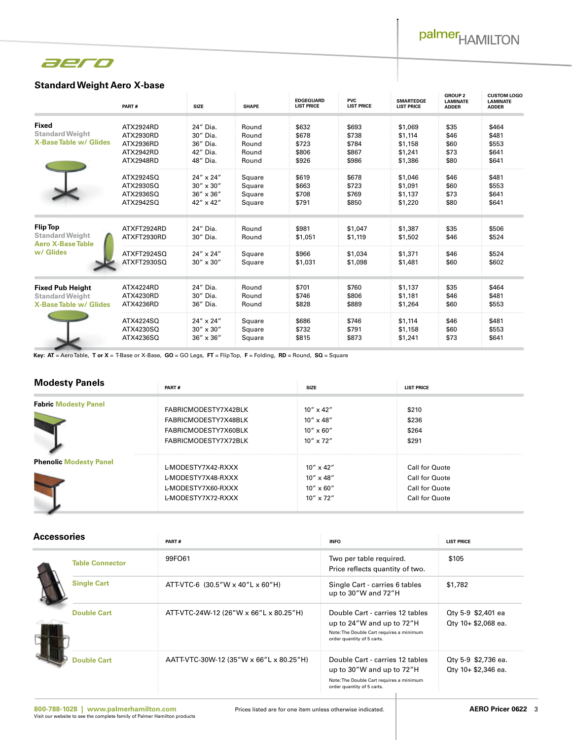# Standard Weight Aero X-base

| | PART # | SIZE | SHAPE | EDGEGUARD LIST PRICE | PVC LIST PRICE | SMARTEDGE LIST PRICE | GROUP 2 LAMINATE ADDER | CUSTOM LOGO LAMINATE ADDER |
|---|---|---|---|---|---|---|---|---|
| **Fixed** Standard Weight X-Base Table w/ Glides | ATX2924RD | 24″ Dia. | Round | $632 | $693 | $1,069 | $35 | $464 |
| | ATX2930RD | 30″ Dia. | Round | $678 | $738 | $1,114 | $46 | $481 |
| | ATX2936RD | 36″ Dia. | Round | $723 | $784 | $1,158 | $60 | $553 |
| | ATX2942RD | 42″ Dia. | Round | $806 | $867 | $1,241 | $73 | $641 |
| | ATX2948RD | 48″ Dia. | Round | $926 | $986 | $1,386 | $80 | $641 |
| | ATX2924SQ | 24″ x 24″ | Square | $619 | $678 | $1,046 | $46 | $481 |
| | ATX2930SQ | 30″ x 30″ | Square | $663 | $723 | $1,091 | $60 | $553 |
| | ATX2936SQ | 36″ x 36″ | Square | $708 | $769 | $1,137 | $73 | $641 |
| | ATX2942SQ | 42″ x 42″ | Square | $791 | $850 | $1,220 | $80 | $641 |
| **Flip Top** Standard Weight Aero X-Base Table w/ Glides | ATXFT2924RD | 24″ Dia. | Round | $981 | $1,047 | $1,387 | $35 | $506 |
| | ATXFT2930RD | 30″ Dia. | Round | $1,051 | $1,119 | $1,502 | $46 | $524 |
| | ATXFT2924SQ | 24″ x 24″ | Square | $966 | $1,034 | $1,371 | $46 | $524 |
| | ATXFT2930SQ | 30″ x 30″ | Square | $1,031 | $1,098 | $1,481 | $60 | $602 |
| **Fixed Pub Height** Standard Weight X-Base Table w/ Glides | ATX4224RD | 24″ Dia. | Round | $701 | $760 | $1,137 | $35 | $464 |
| | ATX4230RD | 30″ Dia. | Round | $746 | $806 | $1,181 | $46 | $481 |
| | ATX4236RD | 36″ Dia. | Round | $828 | $889 | $1,264 | $60 | $553 |
| | ATX4224SQ | 24″ x 24″ | Square | $686 | $746 | $1,114 | $46 | $481 |
| | ATX4230SQ | 30″ x 30″ | Square | $732 | $791 | $1,158 | $60 | $553 |
| | ATX4236SQ | 36″ x 36″ | Square | $815 | $873 | $1,241 | $73 | $641 |

**Key:** **AT** = Aero Table, **T or X** = T-Base or X-Base, **GO** = GO Legs, **FT** = Flip Top, **F** = Folding, **RD** = Round, **SQ** = Square

# Modesty Panels

| | PART # | SIZE | LIST PRICE |
|---|---|---|---|
| **Fabric** Modesty Panel | FABRICMODESTY7X42BLK | 10″ x 42″ | $210 |
| | FABRICMODESTY7X48BLK | 10″ x 48″ | $236 |
| | FABRICMODESTY7X60BLK | 10″ x 60″ | $264 |
| | FABRICMODESTY7X72BLK | 10″ x 72″ | $291 |
| **Phenolic** Modesty Panel | L-MODESTY7X42-RXXX | 10″ x 42″ | Call for Quote |
| | L-MODESTY7X48-RXXX | 10″ x 48″ | Call for Quote |
| | L-MODESTY7X60-RXXX | 10″ x 60″ | Call for Quote |
| | L-MODESTY7X72-RXXX | 10″ x 72″ | Call for Quote |

# Accessories

| | PART # | INFO | LIST PRICE |
|---|---|---|---|
| Table Connector | 99FO61 | Two per table required. Price reflects quantity of two. | $105 |
| Single Cart | ATT-VTC-6 (30.5″W x 40″L x 60″H) | Single Cart - carries 6 tables up to 30″W and 72″H | $1,782 |
| Double Cart | ATT-VTC-24W-12 (26″W x 66″L x 80.25″H) | Double Cart - carries 12 tables up to 24″W and up to 72″H<br>Note: The Double Cart requires a minimum order quantity of 5 carts. | Qty 5-9 $2,401 ea<br>Qty 10+ $2,068 ea. |
| Double Cart | AATT-VTC-30W-12 (35″W x 66″L x 80.25″H) | Double Cart - carries 12 tables up to 30″W and up to 72″H<br>Note: The Double Cart requires a minimum order quantity of 5 carts. | Qty 5-9 $2,736 ea.<br>Qty 10+ $2,346 ea. |

800-788-1028 | www.palmerhamilton.com
Visit our website to see the complete family of Palmer Hamilton products

Prices listed are for one item unless otherwise indicated.

**AERO Pricer 0622**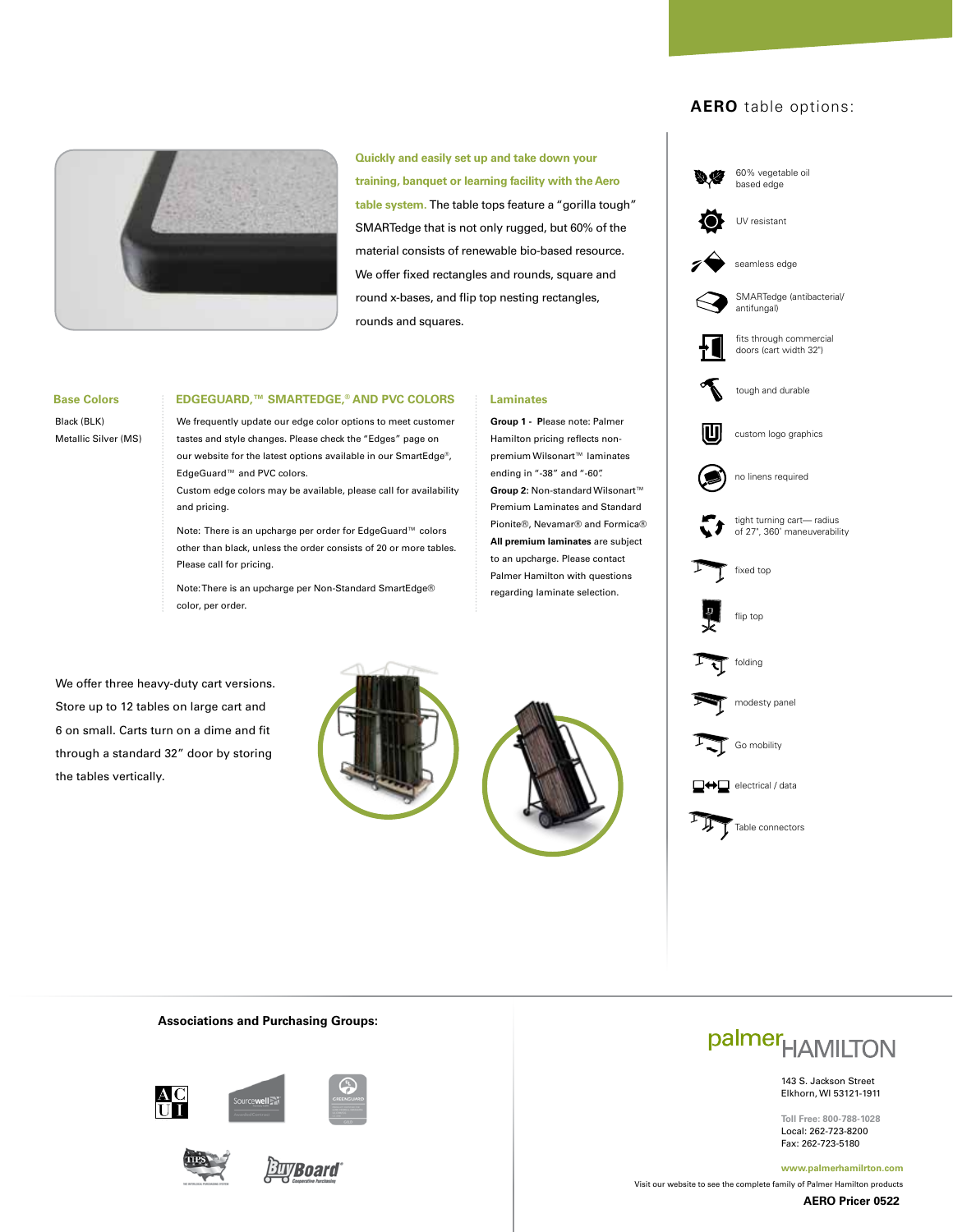## AERO table options:

- 60% vegetable oil based edge
- UV resistant
- seamless edge
- SMARTedge (antibacterial/ antifungal)
- fits through commercial doors (cart width 32")
- tough and durable
- custom logo graphics
- no linens required
- tight turning cart— radius of 27", 360˚ maneuverability
- fixed top
- flip top
- folding
- modesty panel
- Go mobility
- electrical / data
- Table connectors

**Quickly and easily set up and take down your training, banquet or learning facility with the Aero table system.** The table tops feature a "gorilla tough" SMARTedge that is not only rugged, but 60% of the material consists of renewable bio-based resource. We offer fixed rectangles and rounds, square and round x-bases, and flip top nesting rectangles, rounds and squares.

### Base Colors

Black (BLK)

Metallic Silver (MS)

### EDGEGUARD,™ SMARTEDGE,® AND PVC COLORS

We frequently update our edge color options to meet customer tastes and style changes. Please check the "Edges" page on our website for the latest options available in our SmartEdge®, EdgeGuard™ and PVC colors.

Custom edge colors may be available, please call for availability and pricing.

Note: There is an upcharge per order for EdgeGuard™ colors other than black, unless the order consists of 20 or more tables. Please call for pricing.

Note: There is an upcharge per Non-Standard SmartEdge® color, per order.

### Laminates

**Group 1 - P**lease note: Palmer Hamilton pricing reflects non-premium Wilsonart™ laminates ending in "-38" and "-60".

**Group 2:** Non-standard Wilsonart™ Premium Laminates and Standard Pionite®, Nevamar® and Formica®

**All premium laminates** are subject to an upcharge. Please contact Palmer Hamilton with questions regarding laminate selection.

We offer three heavy-duty cart versions. Store up to 12 tables on large cart and 6 on small. Carts turn on a dime and fit through a standard 32" door by storing the tables vertically.

**Associations and Purchasing Groups:**

palmer HAMILTON

143 S. Jackson Street
Elkhorn, WI 53121-1911

Toll Free: 800-788-1028
Local: 262-723-8200
Fax: 262-723-5180

www.palmerhamilrton.com

Visit our website to see the complete family of Palmer Hamilton products

**AERO Pricer 0522**